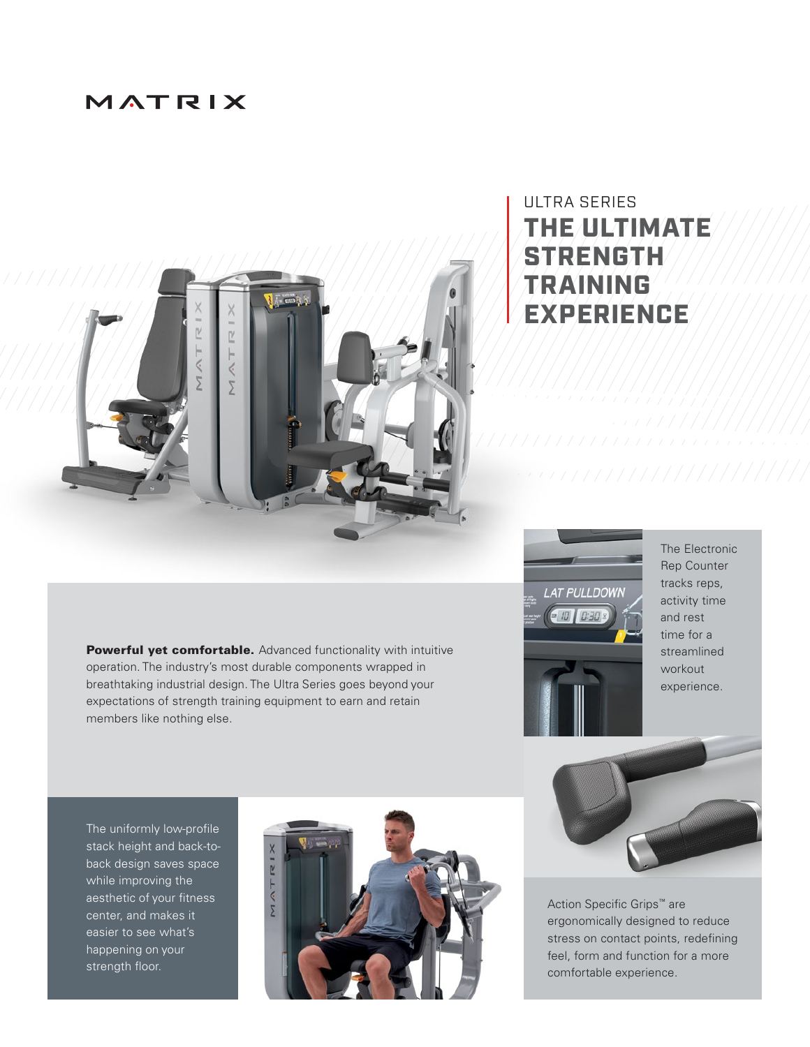MATRIX

ULTRA SERIES

# THE ULTIMATE STRENGTH TRAINING EXPERIENCE

**Powerful yet comfortable.** Advanced functionality with intuitive operation. The industry's most durable components wrapped in breathtaking industrial design. The Ultra Series goes beyond your expectations of strength training equipment to earn and retain members like nothing else.

The Electronic Rep Counter tracks reps, activity time and rest time for a streamlined workout experience.

The uniformly low-profile stack height and back-to-back design saves space while improving the aesthetic of your fitness center, and makes it easier to see what's happening on your strength floor.

Action Specific Grips™ are ergonomically designed to reduce stress on contact points, redefining feel, form and function for a more comfortable experience.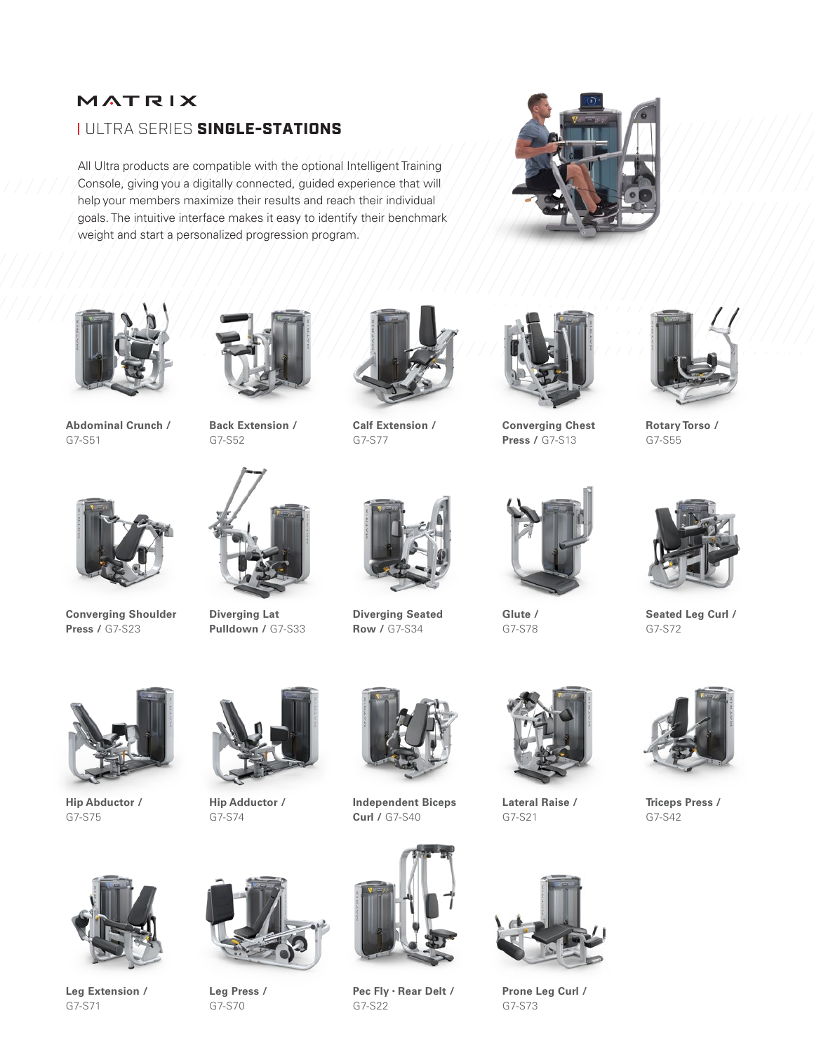MATRIX

## | ULTRA SERIES **SINGLE-STATIONS**

All Ultra products are compatible with the optional Intelligent Training Console, giving you a digitally connected, guided experience that will help your members maximize their results and reach their individual goals. The intuitive interface makes it easy to identify their benchmark weight and start a personalized progression program.

**Abdominal Crunch /** G7-S51

**Back Extension /** G7-S52

**Calf Extension /** G7-S77

**Converging Chest Press /** G7-S13

**Rotary Torso /** G7-S55

**Converging Shoulder Press /** G7-S23

**Diverging Lat Pulldown /** G7-S33

**Diverging Seated Row /** G7-S34

**Glute /** G7-S78

**Seated Leg Curl /** G7-S72

**Hip Abductor /** G7-S75

**Hip Adductor /** G7-S74

**Independent Biceps Curl /** G7-S40

**Lateral Raise /** G7-S21

**Triceps Press /** G7-S42

**Leg Extension /** G7-S71

**Leg Press /** G7-S70

**Pec Fly · Rear Delt /** G7-S22

**Prone Leg Curl /** G7-S73